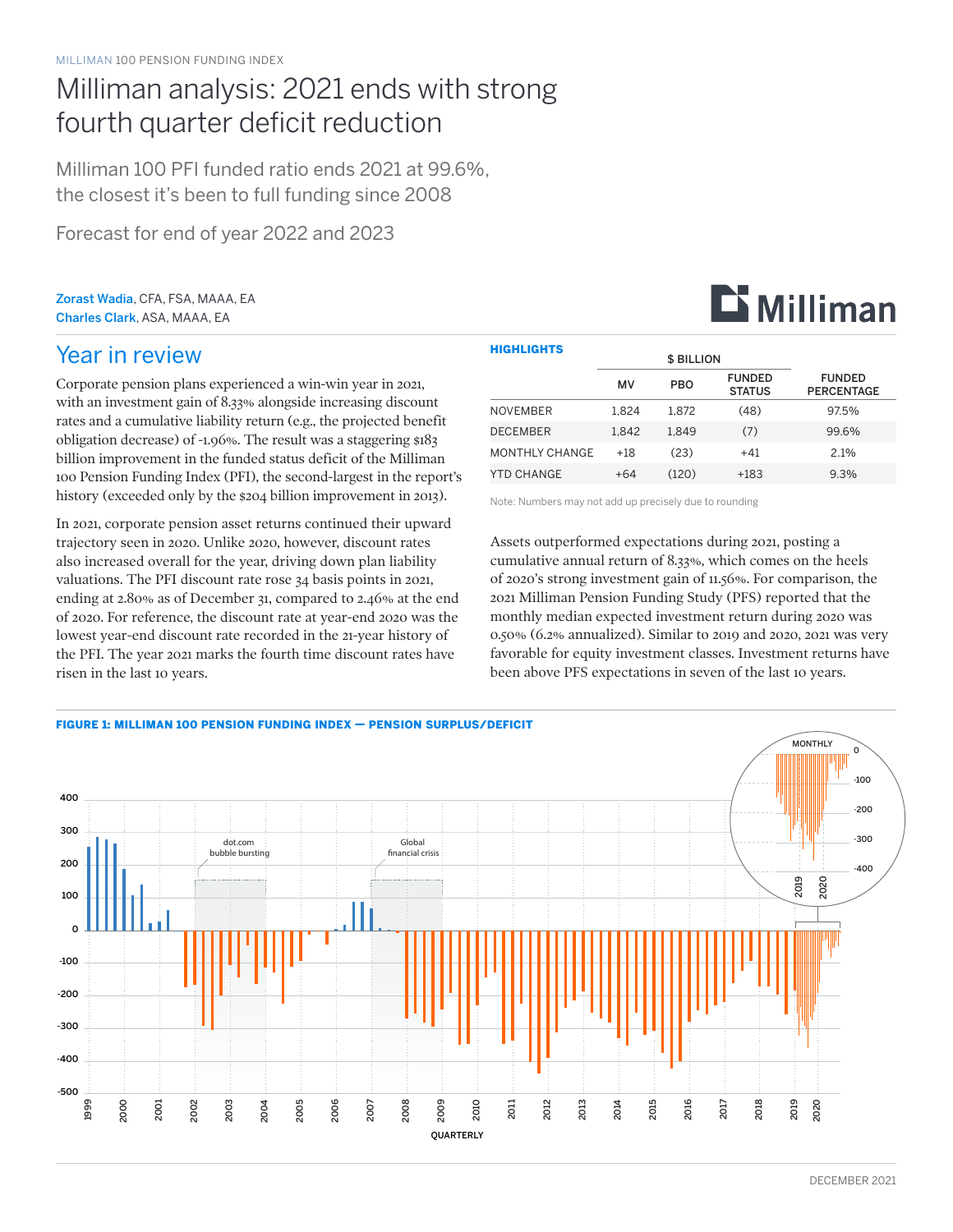MILLIMAN 100 PENSION FUNDING INDEX

# Milliman analysis: 2021 ends with strong fourth quarter deficit reduction

Milliman 100 PFI funded ratio ends 2021 at 99.6%, the closest it's been to full funding since 2008

Forecast for end of year 2022 and 2023

**Zorast Wadia**, CFA, FSA, MAAA, EA
**Charles Clark**, ASA, MAAA, EA

## Year in review

Corporate pension plans experienced a win-win year in 2021, with an investment gain of 8.33% alongside increasing discount rates and a cumulative liability return (e.g., the projected benefit obligation decrease) of -1.96%. The result was a staggering $183 billion improvement in the funded status deficit of the Milliman 100 Pension Funding Index (PFI), the second-largest in the report's history (exceeded only by the $204 billion improvement in 2013).

In 2021, corporate pension asset returns continued their upward trajectory seen in 2020. Unlike 2020, however, discount rates also increased overall for the year, driving down plan liability valuations. The PFI discount rate rose 34 basis points in 2021, ending at 2.80% as of December 31, compared to 2.46% at the end of 2020. For reference, the discount rate at year-end 2020 was the lowest year-end discount rate recorded in the 21-year history of the PFI. The year 2021 marks the fourth time discount rates have risen in the last 10 years.

**HIGHLIGHTS**

| | $ BILLION | | | |
|---|---|---|---|---|
| | MV | PBO | FUNDED STATUS | FUNDED PERCENTAGE |
| NOVEMBER | 1,824 | 1,872 | (48) | 97.5% |
| DECEMBER | 1,842 | 1,849 | (7) | 99.6% |
| MONTHLY CHANGE | +18 | (23) | +41 | 2.1% |
| YTD CHANGE | +64 | (120) | +183 | 9.3% |

Note: Numbers may not add up precisely due to rounding

Assets outperformed expectations during 2021, posting a cumulative annual return of 8.33%, which comes on the heels of 2020's strong investment gain of 11.56%. For comparison, the 2021 Milliman Pension Funding Study (PFS) reported that the monthly median expected investment return during 2020 was 0.50% (6.2% annualized). Similar to 2019 and 2020, 2021 was very favorable for equity investment classes. Investment returns have been above PFS expectations in seven of the last 10 years.

**FIGURE 1: MILLIMAN 100 PENSION FUNDING INDEX — PENSION SURPLUS/DEFICIT**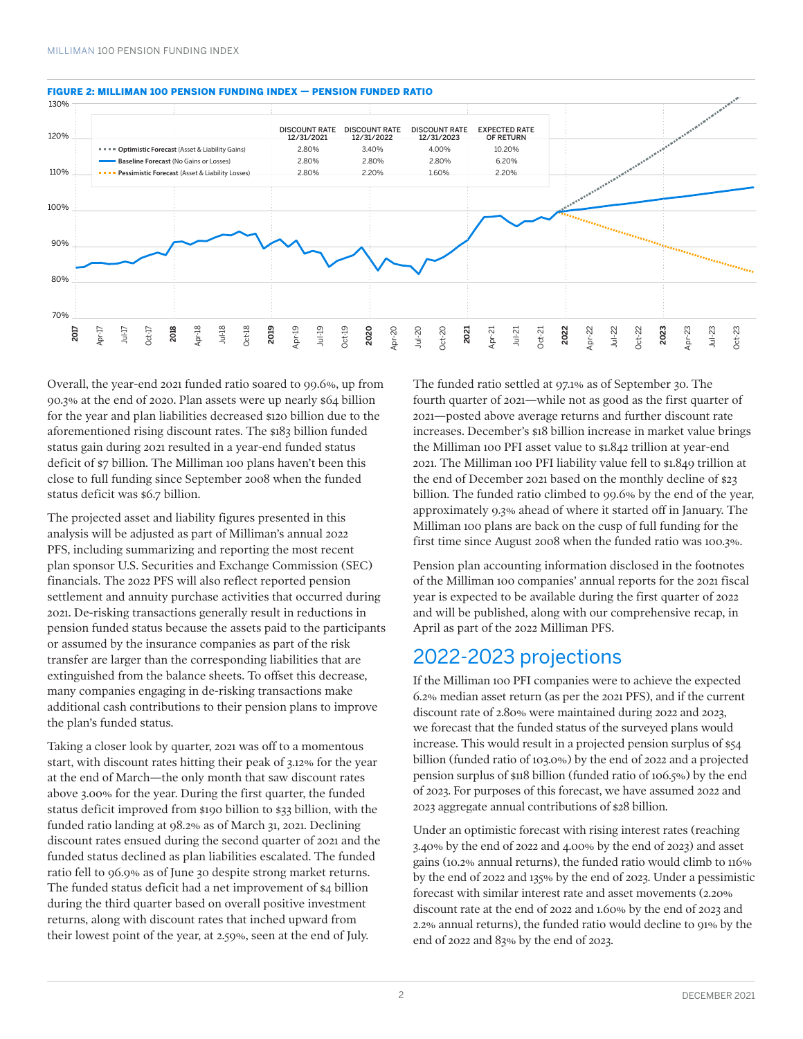**FIGURE 2: MILLIMAN 100 PENSION FUNDING INDEX — PENSION FUNDED RATIO**

| | DISCOUNT RATE 12/31/2021 | DISCOUNT RATE 12/31/2022 | DISCOUNT RATE 12/31/2023 | EXPECTED RATE OF RETURN |
|---|---|---|---|---|
| Optimistic Forecast (Asset & Liability Gains) | 2.80% | 3.40% | 4.00% | 10.20% |
| Baseline Forecast (No Gains or Losses) | 2.80% | 2.80% | 2.80% | 6.20% |
| Pessimistic Forecast (Asset & Liability Losses) | 2.80% | 2.20% | 1.60% | 2.20% |

Overall, the year-end 2021 funded ratio soared to 99.6%, up from 90.3% at the end of 2020. Plan assets were up nearly $64 billion for the year and plan liabilities decreased $120 billion due to the aforementioned rising discount rates. The $183 billion funded status gain during 2021 resulted in a year-end funded status deficit of $7 billion. The Milliman 100 plans haven't been this close to full funding since September 2008 when the funded status deficit was $6.7 billion.

The projected asset and liability figures presented in this analysis will be adjusted as part of Milliman's annual 2022 PFS, including summarizing and reporting the most recent plan sponsor U.S. Securities and Exchange Commission (SEC) financials. The 2022 PFS will also reflect reported pension settlement and annuity purchase activities that occurred during 2021. De-risking transactions generally result in reductions in pension funded status because the assets paid to the participants or assumed by the insurance companies as part of the risk transfer are larger than the corresponding liabilities that are extinguished from the balance sheets. To offset this decrease, many companies engaging in de-risking transactions make additional cash contributions to their pension plans to improve the plan's funded status.

Taking a closer look by quarter, 2021 was off to a momentous start, with discount rates hitting their peak of 3.12% for the year at the end of March—the only month that saw discount rates above 3.00% for the year. During the first quarter, the funded status deficit improved from $190 billion to $33 billion, with the funded ratio landing at 98.2% as of March 31, 2021. Declining discount rates ensued during the second quarter of 2021 and the funded status declined as plan liabilities escalated. The funded ratio fell to 96.9% as of June 30 despite strong market returns. The funded status deficit had a net improvement of $4 billion during the third quarter based on overall positive investment returns, along with discount rates that inched upward from their lowest point of the year, at 2.59%, seen at the end of July.

The funded ratio settled at 97.1% as of September 30. The fourth quarter of 2021—while not as good as the first quarter of 2021—posted above average returns and further discount rate increases. December's $18 billion increase in market value brings the Milliman 100 PFI asset value to $1.842 trillion at year-end 2021. The Milliman 100 PFI liability value fell to $1.849 trillion at the end of December 2021 based on the monthly decline of $23 billion. The funded ratio climbed to 99.6% by the end of the year, approximately 9.3% ahead of where it started off in January. The Milliman 100 plans are back on the cusp of full funding for the first time since August 2008 when the funded ratio was 100.3%.

Pension plan accounting information disclosed in the footnotes of the Milliman 100 companies' annual reports for the 2021 fiscal year is expected to be available during the first quarter of 2022 and will be published, along with our comprehensive recap, in April as part of the 2022 Milliman PFS.

## 2022-2023 projections

If the Milliman 100 PFI companies were to achieve the expected 6.2% median asset return (as per the 2021 PFS), and if the current discount rate of 2.80% were maintained during 2022 and 2023, we forecast that the funded status of the surveyed plans would increase. This would result in a projected pension surplus of $54 billion (funded ratio of 103.0%) by the end of 2022 and a projected pension surplus of $118 billion (funded ratio of 106.5%) by the end of 2023. For purposes of this forecast, we have assumed 2022 and 2023 aggregate annual contributions of $28 billion.

Under an optimistic forecast with rising interest rates (reaching 3.40% by the end of 2022 and 4.00% by the end of 2023) and asset gains (10.2% annual returns), the funded ratio would climb to 116% by the end of 2022 and 135% by the end of 2023. Under a pessimistic forecast with similar interest rate and asset movements (2.20% discount rate at the end of 2022 and 1.60% by the end of 2023 and 2.2% annual returns), the funded ratio would decline to 91% by the end of 2022 and 83% by the end of 2023.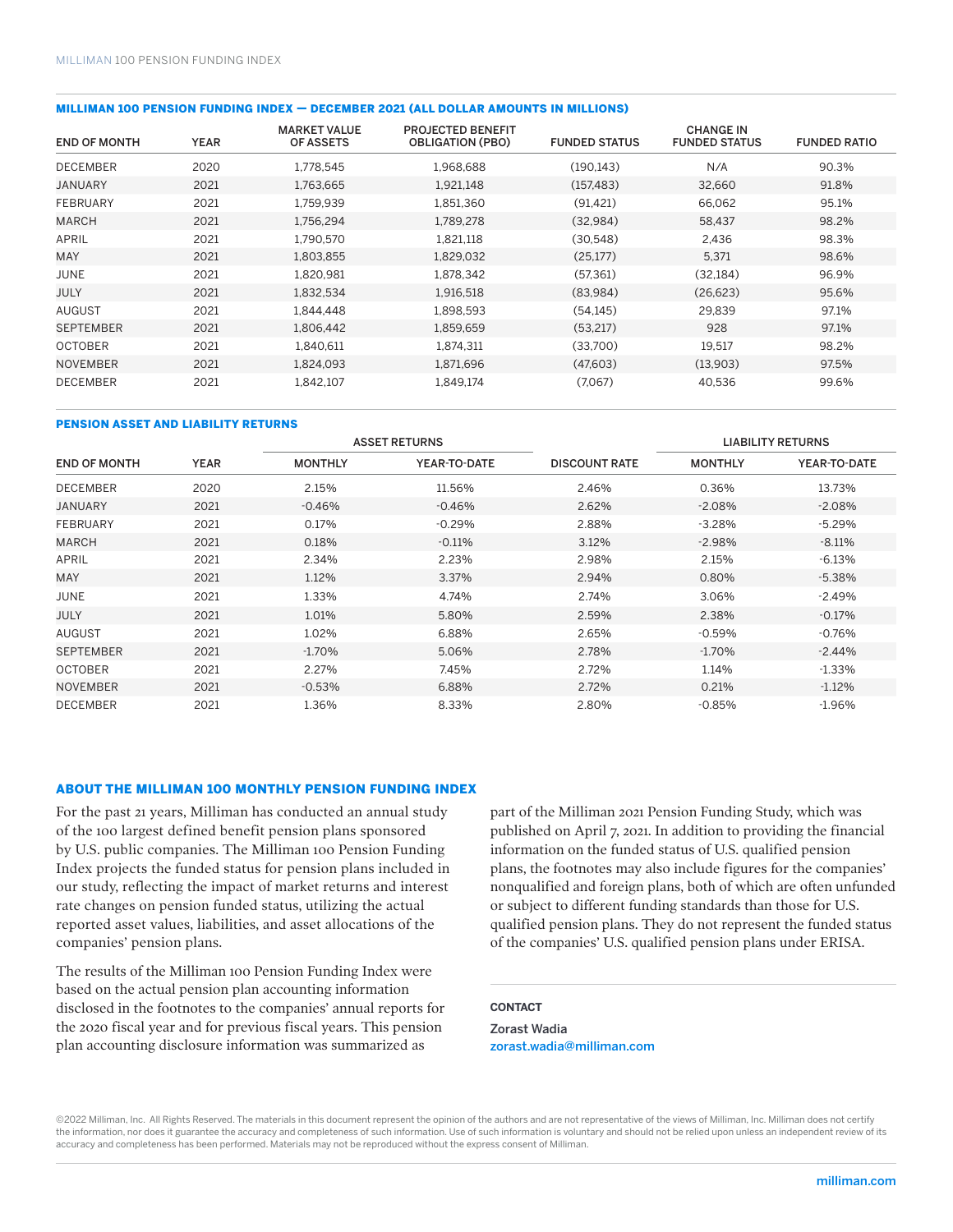### MILLIMAN 100 PENSION FUNDING INDEX — DECEMBER 2021 (ALL DOLLAR AMOUNTS IN MILLIONS)

| END OF MONTH | YEAR | MARKET VALUE OF ASSETS | PROJECTED BENEFIT OBLIGATION (PBO) | FUNDED STATUS | CHANGE IN FUNDED STATUS | FUNDED RATIO |
|---|---|---|---|---|---|---|
| DECEMBER | 2020 | 1,778,545 | 1,968,688 | (190,143) | N/A | 90.3% |
| JANUARY | 2021 | 1,763,665 | 1,921,148 | (157,483) | 32,660 | 91.8% |
| FEBRUARY | 2021 | 1,759,939 | 1,851,360 | (91,421) | 66,062 | 95.1% |
| MARCH | 2021 | 1,756,294 | 1,789,278 | (32,984) | 58,437 | 98.2% |
| APRIL | 2021 | 1,790,570 | 1,821,118 | (30,548) | 2,436 | 98.3% |
| MAY | 2021 | 1,803,855 | 1,829,032 | (25,177) | 5,371 | 98.6% |
| JUNE | 2021 | 1,820,981 | 1,878,342 | (57,361) | (32,184) | 96.9% |
| JULY | 2021 | 1,832,534 | 1,916,518 | (83,984) | (26,623) | 95.6% |
| AUGUST | 2021 | 1,844,448 | 1,898,593 | (54,145) | 29,839 | 97.1% |
| SEPTEMBER | 2021 | 1,806,442 | 1,859,659 | (53,217) | 928 | 97.1% |
| OCTOBER | 2021 | 1,840,611 | 1,874,311 | (33,700) | 19,517 | 98.2% |
| NOVEMBER | 2021 | 1,824,093 | 1,871,696 | (47,603) | (13,903) | 97.5% |
| DECEMBER | 2021 | 1,842,107 | 1,849,174 | (7,067) | 40,536 | 99.6% |

### PENSION ASSET AND LIABILITY RETURNS

| | | ASSET RETURNS | | | LIABILITY RETURNS | |
|---|---|---|---|---|---|---|
| END OF MONTH | YEAR | MONTHLY | YEAR-TO-DATE | DISCOUNT RATE | MONTHLY | YEAR-TO-DATE |
| DECEMBER | 2020 | 2.15% | 11.56% | 2.46% | 0.36% | 13.73% |
| JANUARY | 2021 | -0.46% | -0.46% | 2.62% | -2.08% | -2.08% |
| FEBRUARY | 2021 | 0.17% | -0.29% | 2.88% | -3.28% | -5.29% |
| MARCH | 2021 | 0.18% | -0.11% | 3.12% | -2.98% | -8.11% |
| APRIL | 2021 | 2.34% | 2.23% | 2.98% | 2.15% | -6.13% |
| MAY | 2021 | 1.12% | 3.37% | 2.94% | 0.80% | -5.38% |
| JUNE | 2021 | 1.33% | 4.74% | 2.74% | 3.06% | -2.49% |
| JULY | 2021 | 1.01% | 5.80% | 2.59% | 2.38% | -0.17% |
| AUGUST | 2021 | 1.02% | 6.88% | 2.65% | -0.59% | -0.76% |
| SEPTEMBER | 2021 | -1.70% | 5.06% | 2.78% | -1.70% | -2.44% |
| OCTOBER | 2021 | 2.27% | 7.45% | 2.72% | 1.14% | -1.33% |
| NOVEMBER | 2021 | -0.53% | 6.88% | 2.72% | 0.21% | -1.12% |
| DECEMBER | 2021 | 1.36% | 8.33% | 2.80% | -0.85% | -1.96% |

### ABOUT THE MILLIMAN 100 MONTHLY PENSION FUNDING INDEX

For the past 21 years, Milliman has conducted an annual study of the 100 largest defined benefit pension plans sponsored by U.S. public companies. The Milliman 100 Pension Funding Index projects the funded status for pension plans included in our study, reflecting the impact of market returns and interest rate changes on pension funded status, utilizing the actual reported asset values, liabilities, and asset allocations of the companies' pension plans.

The results of the Milliman 100 Pension Funding Index were based on the actual pension plan accounting information disclosed in the footnotes to the companies' annual reports for the 2020 fiscal year and for previous fiscal years. This pension plan accounting disclosure information was summarized as part of the Milliman 2021 Pension Funding Study, which was published on April 7, 2021. In addition to providing the financial information on the funded status of U.S. qualified pension plans, the footnotes may also include figures for the companies' nonqualified and foreign plans, both of which are often unfunded or subject to different funding standards than those for U.S. qualified pension plans. They do not represent the funded status of the companies' U.S. qualified pension plans under ERISA.

**CONTACT**

Zorast Wadia
zorast.wadia@milliman.com

©2022 Milliman, Inc. All Rights Reserved. The materials in this document represent the opinion of the authors and are not representative of the views of Milliman, Inc. Milliman does not certify the information, nor does it guarantee the accuracy and completeness of such information. Use of such information is voluntary and should not be relied upon unless an independent review of its accuracy and completeness has been performed. Materials may not be reproduced without the express consent of Milliman.

milliman.com